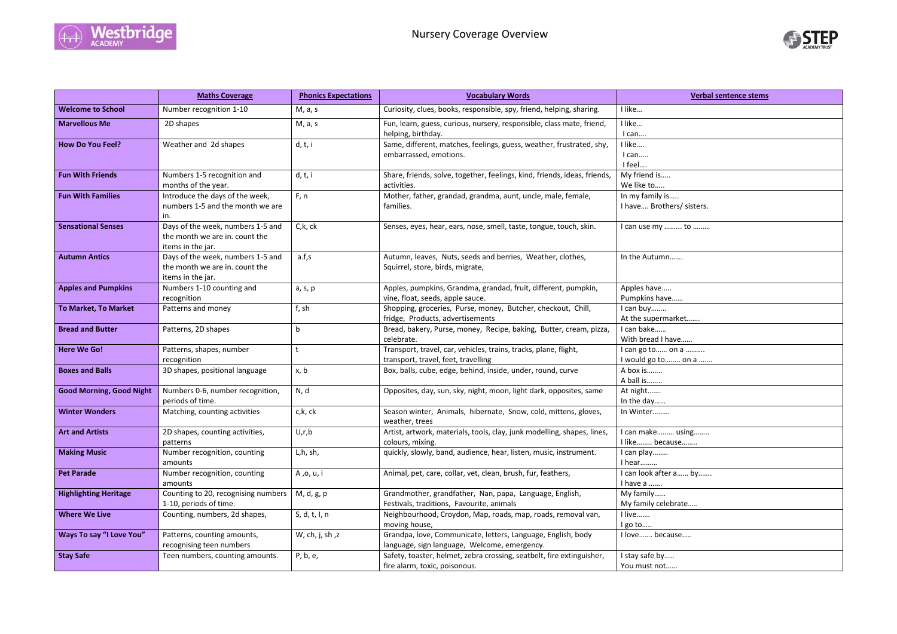# Nursery Coverage Overview

| | Maths Coverage | Phonics Expectations | Vocabulary Words | Verbal sentence stems |
|---|---|---|---|---|
| **Welcome to School** | Number recognition 1-10 | M, a, s | Curiosity, clues, books, responsible, spy, friend, helping, sharing. | I like… |
| **Marvellous Me** | 2D shapes | M, a, s | Fun, learn, guess, curious, nursery, responsible, class mate, friend, helping, birthday. | I like… I can…. |
| **How Do You Feel?** | Weather and 2d shapes | d, t, i | Same, different, matches, feelings, guess, weather, frustrated, shy, embarrassed, emotions. | I like…. I can….. I feel…. |
| **Fun With Friends** | Numbers 1-5 recognition and months of the year. | d, t, i | Share, friends, solve, together, feelings, kind, friends, ideas, friends, activities. | My friend is….. We like to….. |
| **Fun With Families** | Introduce the days of the week, numbers 1-5 and the month we are in. | F, n | Mother, father, grandad, grandma, aunt, uncle, male, female, families. | In my family is….. I have…. Brothers/ sisters. |
| **Sensational Senses** | Days of the week, numbers 1-5 and the month we are in. count the items in the jar. | C,k, ck | Senses, eyes, hear, ears, nose, smell, taste, tongue, touch, skin. | I can use my ……… to ……… |
| **Autumn Antics** | Days of the week, numbers 1-5 and the month we are in. count the items in the jar. | a.f,s | Autumn, leaves, Nuts, seeds and berries, Weather, clothes, Squirrel, store, birds, migrate, | In the Autumn……. |
| **Apples and Pumpkins** | Numbers 1-10 counting and recognition | a, s, p | Apples, pumpkins, Grandma, grandad, fruit, different, pumpkin, vine, float, seeds, apple sauce. | Apples have….. Pumpkins have…… |
| **To Market, To Market** | Patterns and money | f, sh | Shopping, groceries, Purse, money, Butcher, checkout, Chill, fridge, Products, advertisements | I can buy…….. At the supermarket……. |
| **Bread and Butter** | Patterns, 2D shapes | b | Bread, bakery, Purse, money, Recipe, baking, Butter, cream, pizza, celebrate. | I can bake…… With bread I have…… |
| **Here We Go!** | Patterns, shapes, number recognition | t | Transport, travel, car, vehicles, trains, tracks, plane, flight, transport, travel, feet, travelling | I can go to…… on a ………. I would go to…….. on a ……. |
| **Boxes and Balls** | 3D shapes, positional language | x, b | Box, balls, cube, edge, behind, inside, under, round, curve | A box is…….. A ball is…….. |
| **Good Morning, Good Night** | Numbers 0-6, number recognition, periods of time. | N, d | Opposites, day, sun, sky, night, moon, light dark, opposites, same | At night……. In the day…… |
| **Winter Wonders** | Matching, counting activities | c,k, ck | Season winter, Animals, hibernate, Snow, cold, mittens, gloves, weather, trees | In Winter……… |
| **Art and Artists** | 2D shapes, counting activities, patterns | U,r,b | Artist, artwork, materials, tools, clay, junk modelling, shapes, lines, colours, mixing. | I can make……… using…….. I like…….. because…….. |
| **Making Music** | Number recognition, counting amounts | L,h, sh, | quickly, slowly, band, audience, hear, listen, music, instrument. | I can play…….. I hear……… |
| **Pet Parade** | Number recognition, counting amounts | A ,o, u, i | Animal, pet, care, collar, vet, clean, brush, fur, feathers, | I can look after a…… by……. I have a ……. |
| **Highlighting Heritage** | Counting to 20, recognising numbers 1-10, periods of time. | M, d, g, p | Grandmother, grandfather, Nan, papa, Language, English, Festivals, traditions, Favourite, animals | My family…… My family celebrate….. |
| **Where We Live** | Counting, numbers, 2d shapes, | S, d, t, I, n | Neighbourhood, Croydon, Map, roads, map, roads, removal van, moving house, | I live……. I go to….. |
| **Ways To say "I Love You"** | Patterns, counting amounts, recognising teen numbers | W, ch, j, sh ,z | Grandpa, love, Communicate, letters, Language, English, body language, sign language, Welcome, emergency. | I love……. because….. |
| **Stay Safe** | Teen numbers, counting amounts. | P, b, e, | Safety, toaster, helmet, zebra crossing, seatbelt, fire extinguisher, fire alarm, toxic, poisonous. | I stay safe by….. You must not…… |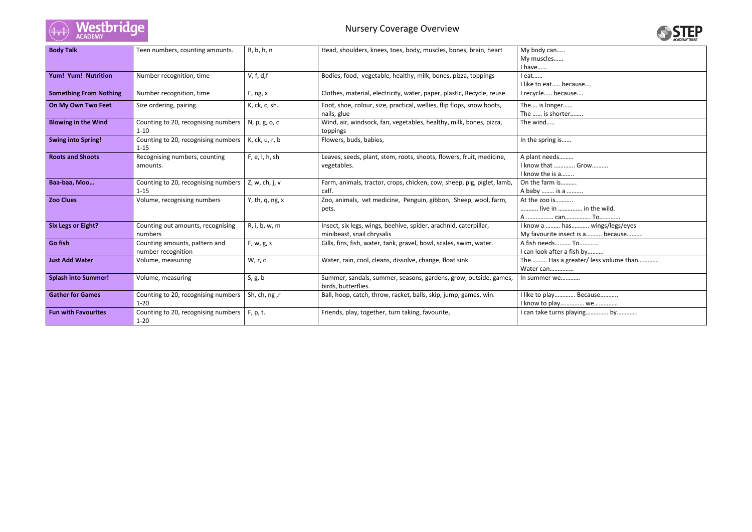# Nursery Coverage Overview

| | | | | |
|---|---|---|---|---|
| **Body Talk** | Teen numbers, counting amounts. | R, b, h, n | Head, shoulders, knees, toes, body, muscles, bones, brain, heart | My body can…..<br>My muscles……<br>I have…… |
| **Yum! Yum! Nutrition** | Number recognition, time | V, f, d,f | Bodies, food, vegetable, healthy, milk, bones, pizza, toppings | I eat……<br>I like to eat….. because…. |
| **Something From Nothing** | Number recognition, time | E, ng, x | Clothes, material, electricity, water, paper, plastic, Recycle, reuse | I recycle….. because…. |
| **On My Own Two Feet** | Size ordering, pairing. | K, ck, c, sh. | Foot, shoe, colour, size, practical, wellies, flip flops, snow boots, nails, glue | The…. is longer……<br>The …… is shorter…….. |
| **Blowing in the Wind** | Counting to 20, recognising numbers 1-10 | N, p, g, o, c | Wind, air, windsock, fan, vegetables, healthy, milk, bones, pizza, toppings | The wind….. |
| **Swing into Spring!** | Counting to 20, recognising numbers 1-15 | K, ck, u, r, b | Flowers, buds, babies, | In the spring is…… |
| **Roots and Shoots** | Recognising numbers, counting amounts. | F, e, l, h, sh | Leaves, seeds, plant, stem, roots, shoots, flowers, fruit, medicine, vegetables. | A plant needs………<br>I know that ………… Grow……….<br>I know the is a…….. |
| **Baa-baa, Moo…** | Counting to 20, recognising numbers 1-15 | Z, w, ch, j, v | Farm, animals, tractor, crops, chicken, cow, sheep, pig, piglet, lamb, calf. | On the farm is……….<br>A baby …….. is a ………. |
| **Zoo Clues** | Volume, recognising numbers | Y, th, q, ng, x | Zoo, animals, vet medicine, Penguin, gibbon, Sheep, wool, farm, pets. | At the zoo is……….<br>………. live in ………….. in the wild.<br>A ……………. can……………. To………… |
| **Six Legs or Eight?** | Counting out amounts, recognising numbers | R, i, b, w, m | Insect, six legs, wings, beehive, spider, arachnid, caterpillar, minibeast, snail chrysalis | I know a ……… has………. wings/legs/eyes<br>My favourite insect is a………. because………. |
| **Go fish** | Counting amounts, pattern and number recognition | F, w, g, s | Gills, fins, fish, water, tank, gravel, bowl, scales, swim, water. | A fish needs……… To…………<br>I can look after a fish by………. |
| **Just Add Water** | Volume, measuring | W, r, c | Water, rain, cool, cleans, dissolve, change, float sink | The………. Has a greater/ less volume than…………<br>Water can…………… |
| **Splash into Summer!** | Volume, measuring | S, g, b | Summer, sandals, summer, seasons, gardens, grow, outside, games, birds, butterflies. | In summer we……….. |
| **Gather for Games** | Counting to 20, recognising numbers 1-20 | Sh, ch, ng ,r | Ball, hoop, catch, throw, racket, balls, skip, jump, games, win. | I like to play………… Because………..<br>I know to play………….. we…………… |
| **Fun with Favourites** | Counting to 20, recognising numbers 1-20 | F, p, t. | Friends, play, together, turn taking, favourite, | I can take turns playing…………. by………… |